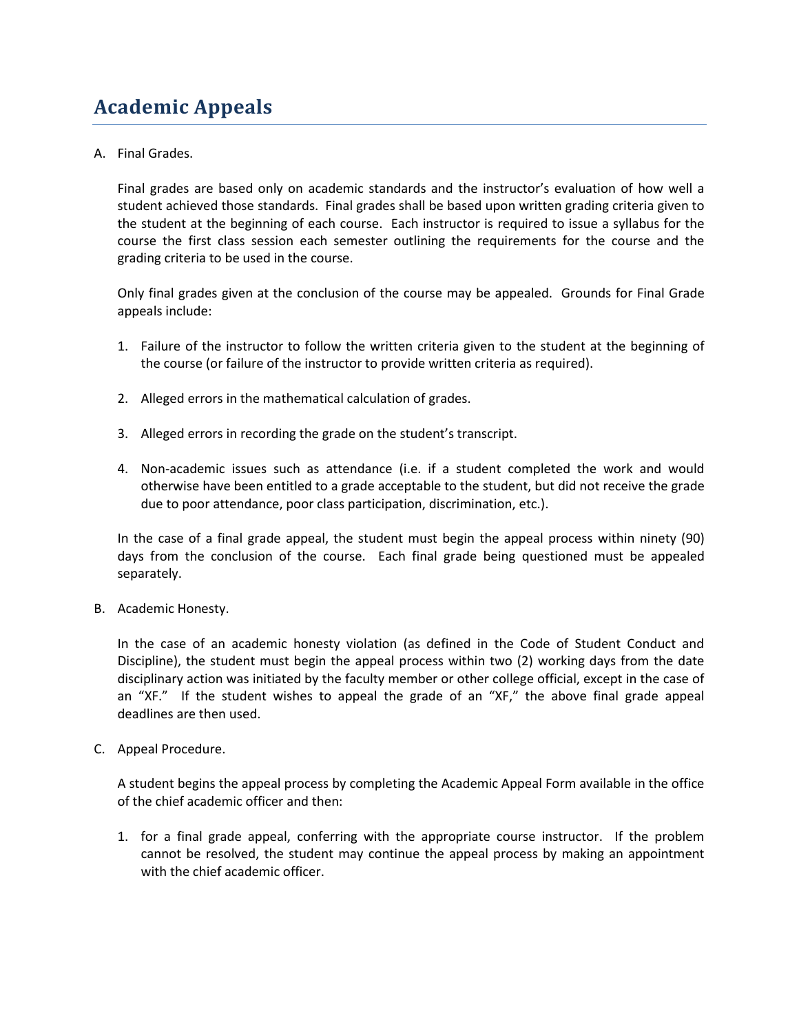# Academic Appeals

A. Final Grades.

Final grades are based only on academic standards and the instructor's evaluation of how well a student achieved those standards. Final grades shall be based upon written grading criteria given to the student at the beginning of each course. Each instructor is required to issue a syllabus for the course the first class session each semester outlining the requirements for the course and the grading criteria to be used in the course.

Only final grades given at the conclusion of the course may be appealed. Grounds for Final Grade appeals include:

1. Failure of the instructor to follow the written criteria given to the student at the beginning of the course (or failure of the instructor to provide written criteria as required).

2. Alleged errors in the mathematical calculation of grades.

3. Alleged errors in recording the grade on the student's transcript.

4. Non-academic issues such as attendance (i.e. if a student completed the work and would otherwise have been entitled to a grade acceptable to the student, but did not receive the grade due to poor attendance, poor class participation, discrimination, etc.).

In the case of a final grade appeal, the student must begin the appeal process within ninety (90) days from the conclusion of the course. Each final grade being questioned must be appealed separately.

B. Academic Honesty.

In the case of an academic honesty violation (as defined in the Code of Student Conduct and Discipline), the student must begin the appeal process within two (2) working days from the date disciplinary action was initiated by the faculty member or other college official, except in the case of an "XF." If the student wishes to appeal the grade of an "XF," the above final grade appeal deadlines are then used.

C. Appeal Procedure.

A student begins the appeal process by completing the Academic Appeal Form available in the office of the chief academic officer and then:

1. for a final grade appeal, conferring with the appropriate course instructor. If the problem cannot be resolved, the student may continue the appeal process by making an appointment with the chief academic officer.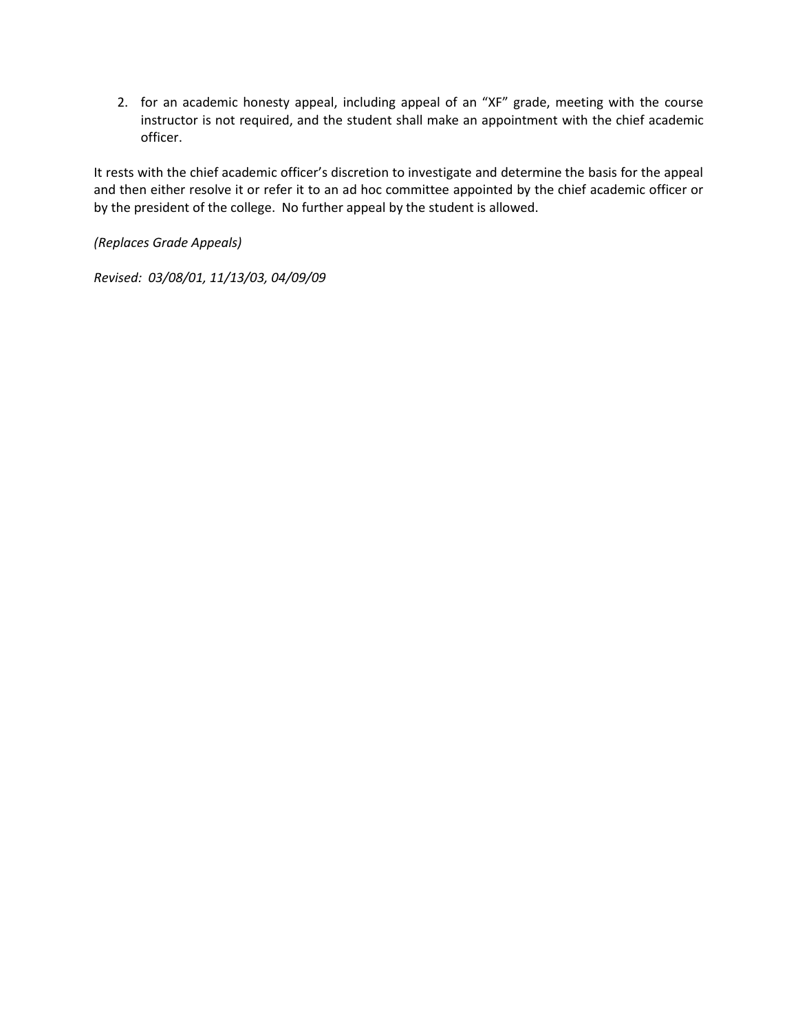2. for an academic honesty appeal, including appeal of an “XF” grade, meeting with the course instructor is not required, and the student shall make an appointment with the chief academic officer.

It rests with the chief academic officer’s discretion to investigate and determine the basis for the appeal and then either resolve it or refer it to an ad hoc committee appointed by the chief academic officer or by the president of the college. No further appeal by the student is allowed.

*(Replaces Grade Appeals)*

*Revised: 03/08/01, 11/13/03, 04/09/09*